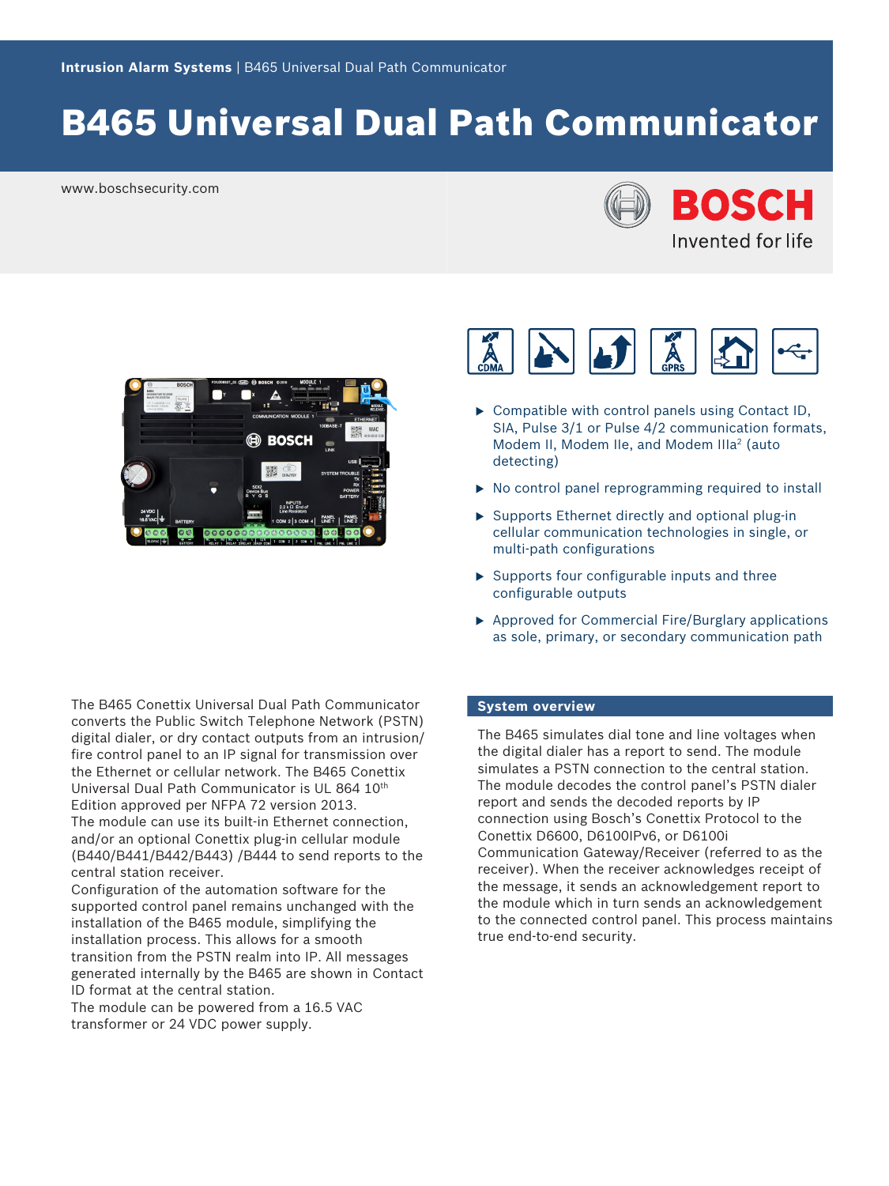Intrusion Alarm Systems | B465 Universal Dual Path Communicator

# B465 Universal Dual Path Communicator

www.boschsecurity.com

- Compatible with control panels using Contact ID, SIA, Pulse 3/1 or Pulse 4/2 communication formats, Modem II, Modem IIe, and Modem IIIa[2] (auto detecting)
- No control panel reprogramming required to install
- Supports Ethernet directly and optional plug-in cellular communication technologies in single, or multi-path configurations
- Supports four configurable inputs and three configurable outputs
- Approved for Commercial Fire/Burglary applications as sole, primary, or secondary communication path

The B465 Conettix Universal Dual Path Communicator converts the Public Switch Telephone Network (PSTN) digital dialer, or dry contact outputs from an intrusion/fire control panel to an IP signal for transmission over the Ethernet or cellular network. The B465 Conettix Universal Dual Path Communicator is UL 864 10th Edition approved per NFPA 72 version 2013.
The module can use its built-in Ethernet connection, and/or an optional Conettix plug-in cellular module (B440/B441/B442/B443) /B444 to send reports to the central station receiver.
Configuration of the automation software for the supported control panel remains unchanged with the installation of the B465 module, simplifying the installation process. This allows for a smooth transition from the PSTN realm into IP. All messages generated internally by the B465 are shown in Contact ID format at the central station.
The module can be powered from a 16.5 VAC transformer or 24 VDC power supply.

## System overview

The B465 simulates dial tone and line voltages when the digital dialer has a report to send. The module simulates a PSTN connection to the central station. The module decodes the control panel's PSTN dialer report and sends the decoded reports by IP connection using Bosch's Conettix Protocol to the Conettix D6600, D6100IPv6, or D6100i Communication Gateway/Receiver (referred to as the receiver). When the receiver acknowledges receipt of the message, it sends an acknowledgement report to the module which in turn sends an acknowledgement to the connected control panel. This process maintains true end-to-end security.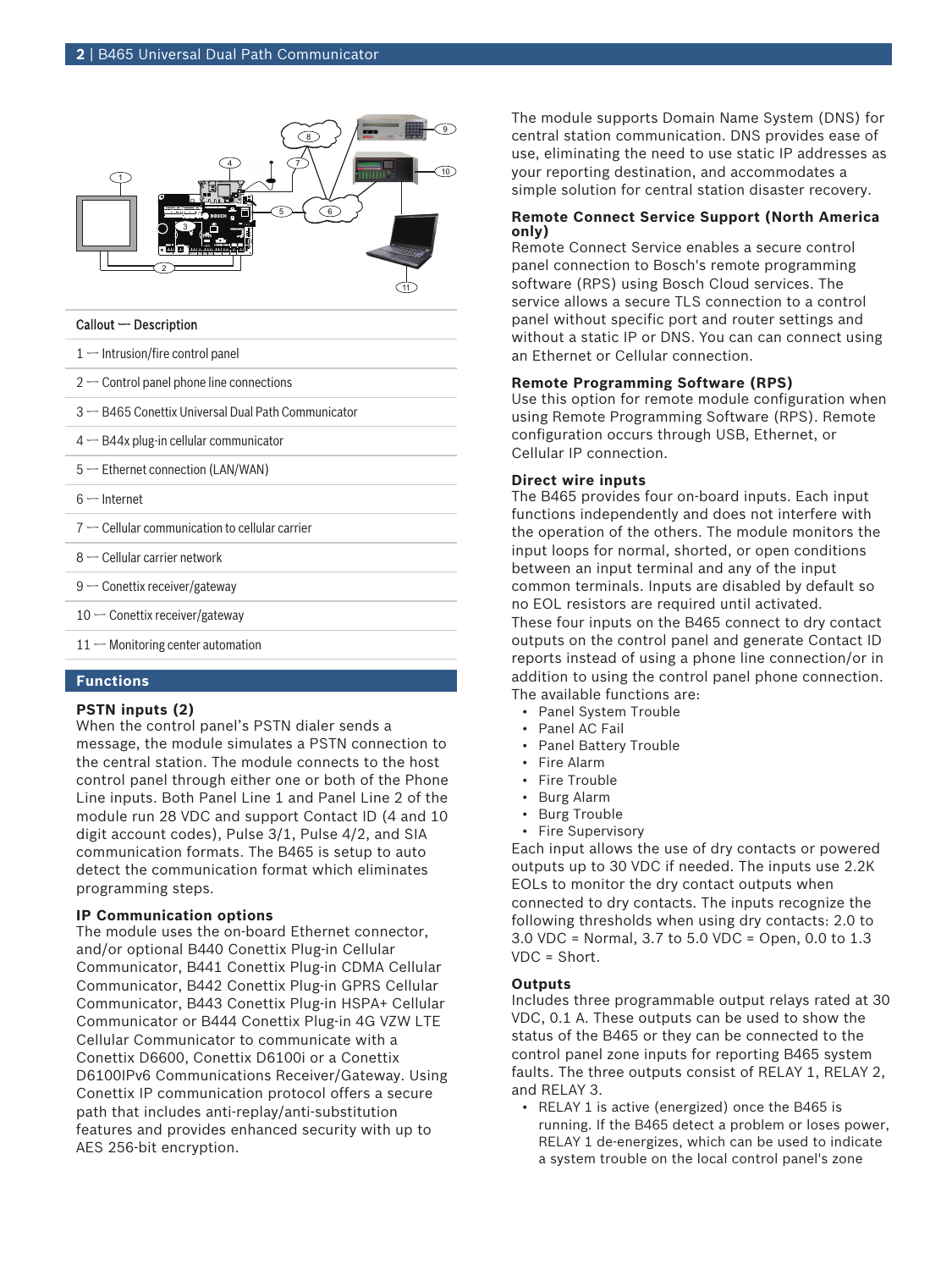| Callout — Description |
| --- |
| 1 — Intrusion/fire control panel |
| 2 — Control panel phone line connections |
| 3 — B465 Conettix Universal Dual Path Communicator |
| 4 — B44x plug-in cellular communicator |
| 5 — Ethernet connection (LAN/WAN) |
| 6 — Internet |
| 7 — Cellular communication to cellular carrier |
| 8 — Cellular carrier network |
| 9 — Conettix receiver/gateway |
| 10 — Conettix receiver/gateway |
| 11 — Monitoring center automation |

## Functions

### PSTN inputs (2)

When the control panel's PSTN dialer sends a message, the module simulates a PSTN connection to the central station. The module connects to the host control panel through either one or both of the Phone Line inputs. Both Panel Line 1 and Panel Line 2 of the module run 28 VDC and support Contact ID (4 and 10 digit account codes), Pulse 3/1, Pulse 4/2, and SIA communication formats. The B465 is setup to auto detect the communication format which eliminates programming steps.

### IP Communication options

The module uses the on-board Ethernet connector, and/or optional B440 Conettix Plug-in Cellular Communicator, B441 Conettix Plug-in CDMA Cellular Communicator, B442 Conettix Plug-in GPRS Cellular Communicator, B443 Conettix Plug-in HSPA+ Cellular Communicator or B444 Conettix Plug-in 4G VZW LTE Cellular Communicator to communicate with a Conettix D6600, Conettix D6100i or a Conettix D6100IPv6 Communications Receiver/Gateway. Using Conettix IP communication protocol offers a secure path that includes anti-replay/anti-substitution features and provides enhanced security with up to AES 256-bit encryption.

The module supports Domain Name System (DNS) for central station communication. DNS provides ease of use, eliminating the need to use static IP addresses as your reporting destination, and accommodates a simple solution for central station disaster recovery.

### Remote Connect Service Support (North America only)

Remote Connect Service enables a secure control panel connection to Bosch's remote programming software (RPS) using Bosch Cloud services. The service allows a secure TLS connection to a control panel without specific port and router settings and without a static IP or DNS. You can can connect using an Ethernet or Cellular connection.

### Remote Programming Software (RPS)

Use this option for remote module configuration when using Remote Programming Software (RPS). Remote configuration occurs through USB, Ethernet, or Cellular IP connection.

### Direct wire inputs

The B465 provides four on-board inputs. Each input functions independently and does not interfere with the operation of the others. The module monitors the input loops for normal, shorted, or open conditions between an input terminal and any of the input common terminals. Inputs are disabled by default so no EOL resistors are required until activated.

These four inputs on the B465 connect to dry contact outputs on the control panel and generate Contact ID reports instead of using a phone line connection/or in addition to using the control panel phone connection. The available functions are:

- Panel System Trouble
- Panel AC Fail
- Panel Battery Trouble
- Fire Alarm
- Fire Trouble
- Burg Alarm
- Burg Trouble
- Fire Supervisory

Each input allows the use of dry contacts or powered outputs up to 30 VDC if needed. The inputs use 2.2K EOLs to monitor the dry contact outputs when connected to dry contacts. The inputs recognize the following thresholds when using dry contacts: 2.0 to 3.0 VDC = Normal, 3.7 to 5.0 VDC = Open, 0.0 to 1.3 VDC = Short.

### Outputs

Includes three programmable output relays rated at 30 VDC, 0.1 A. These outputs can be used to show the status of the B465 or they can be connected to the control panel zone inputs for reporting B465 system faults. The three outputs consist of RELAY 1, RELAY 2, and RELAY 3.

- RELAY 1 is active (energized) once the B465 is running. If the B465 detect a problem or loses power, RELAY 1 de-energizes, which can be used to indicate a system trouble on the local control panel's zone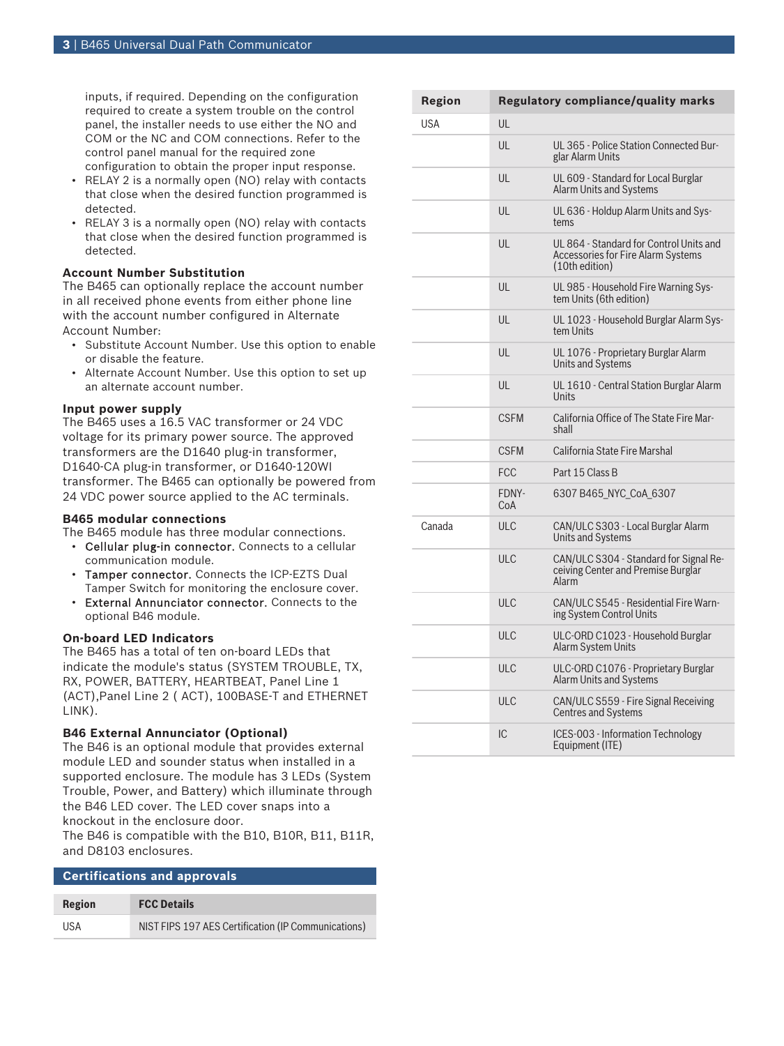inputs, if required. Depending on the configuration required to create a system trouble on the control panel, the installer needs to use either the NO and COM or the NC and COM connections. Refer to the control panel manual for the required zone configuration to obtain the proper input response.

- RELAY 2 is a normally open (NO) relay with contacts that close when the desired function programmed is detected.
- RELAY 3 is a normally open (NO) relay with contacts that close when the desired function programmed is detected.

### Account Number Substitution

The B465 can optionally replace the account number in all received phone events from either phone line with the account number configured in Alternate Account Number:

- Substitute Account Number. Use this option to enable or disable the feature.
- Alternate Account Number. Use this option to set up an alternate account number.

### Input power supply

The B465 uses a 16.5 VAC transformer or 24 VDC voltage for its primary power source. The approved transformers are the D1640 plug-in transformer, D1640-CA plug-in transformer, or D1640-120WI transformer. The B465 can optionally be powered from 24 VDC power source applied to the AC terminals.

### B465 modular connections

The B465 module has three modular connections.

- **Cellular plug-in connector.** Connects to a cellular communication module.
- **Tamper connector.** Connects the ICP-EZTS Dual Tamper Switch for monitoring the enclosure cover.
- **External Annunciator connector.** Connects to the optional B46 module.

### On-board LED Indicators

The B465 has a total of ten on-board LEDs that indicate the module's status (SYSTEM TROUBLE, TX, RX, POWER, BATTERY, HEARTBEAT, Panel Line 1 (ACT),Panel Line 2 ( ACT), 100BASE-T and ETHERNET LINK).

### B46 External Annunciator (Optional)

The B46 is an optional module that provides external module LED and sounder status when installed in a supported enclosure. The module has 3 LEDs (System Trouble, Power, and Battery) which illuminate through the B46 LED cover. The LED cover snaps into a knockout in the enclosure door.

The B46 is compatible with the B10, B10R, B11, B11R, and D8103 enclosures.

## Certifications and approvals

| Region | FCC Details |
|---|---|
| USA | NIST FIPS 197 AES Certification (IP Communications) |

| Region | Regulatory compliance/quality marks | |
|---|---|---|
| USA | UL | |
| | UL | UL 365 - Police Station Connected Burglar Alarm Units |
| | UL | UL 609 - Standard for Local Burglar Alarm Units and Systems |
| | UL | UL 636 - Holdup Alarm Units and Systems |
| | UL | UL 864 - Standard for Control Units and Accessories for Fire Alarm Systems (10th edition) |
| | UL | UL 985 - Household Fire Warning System Units (6th edition) |
| | UL | UL 1023 - Household Burglar Alarm System Units |
| | UL | UL 1076 - Proprietary Burglar Alarm Units and Systems |
| | UL | UL 1610 - Central Station Burglar Alarm Units |
| | CSFM | California Office of The State Fire Marshall |
| | CSFM | California State Fire Marshal |
| | FCC | Part 15 Class B |
| | FDNY-CoA | 6307 B465_NYC_CoA_6307 |
| Canada | ULC | CAN/ULC S303 - Local Burglar Alarm Units and Systems |
| | ULC | CAN/ULC S304 - Standard for Signal Receiving Center and Premise Burglar Alarm |
| | ULC | CAN/ULC S545 - Residential Fire Warning System Control Units |
| | ULC | ULC-ORD C1023 - Household Burglar Alarm System Units |
| | ULC | ULC-ORD C1076 - Proprietary Burglar Alarm Units and Systems |
| | ULC | CAN/ULC S559 - Fire Signal Receiving Centres and Systems |
| | IC | ICES-003 - Information Technology Equipment (ITE) |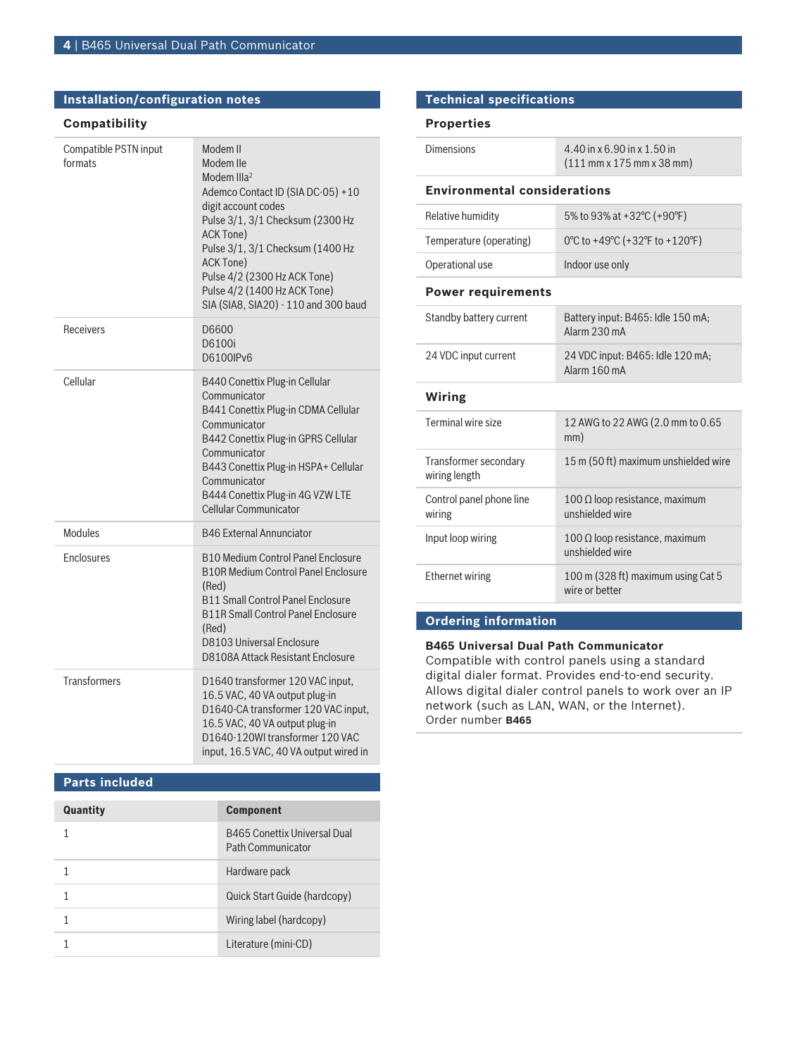## Installation/configuration notes

### Compatibility

| | |
|---|---|
| Compatible PSTN input formats | Modem II<br>Modem IIe<br>Modem IIIa[2]<br>Ademco Contact ID (SIA DC-05) +10 digit account codes<br>Pulse 3/1, 3/1 Checksum (2300 Hz ACK Tone)<br>Pulse 3/1, 3/1 Checksum (1400 Hz ACK Tone)<br>Pulse 4/2 (2300 Hz ACK Tone)<br>Pulse 4/2 (1400 Hz ACK Tone)<br>SIA (SIA8, SIA20) - 110 and 300 baud |
| Receivers | D6600<br>D6100i<br>D6100IPv6 |
| Cellular | B440 Conettix Plug-in Cellular Communicator<br>B441 Conettix Plug-in CDMA Cellular Communicator<br>B442 Conettix Plug-in GPRS Cellular Communicator<br>B443 Conettix Plug-in HSPA+ Cellular Communicator<br>B444 Conettix Plug-in 4G VZW LTE Cellular Communicator |
| Modules | B46 External Annunciator |
| Enclosures | B10 Medium Control Panel Enclosure<br>B10R Medium Control Panel Enclosure (Red)<br>B11 Small Control Panel Enclosure<br>B11R Small Control Panel Enclosure (Red)<br>D8103 Universal Enclosure<br>D8108A Attack Resistant Enclosure |
| Transformers | D1640 transformer 120 VAC input, 16.5 VAC, 40 VA output plug-in<br>D1640-CA transformer 120 VAC input, 16.5 VAC, 40 VA output plug-in<br>D1640-120WI transformer 120 VAC input, 16.5 VAC, 40 VA output wired in |

## Parts included

| Quantity | Component |
|---|---|
| 1 | B465 Conettix Universal Dual Path Communicator |
| 1 | Hardware pack |
| 1 | Quick Start Guide (hardcopy) |
| 1 | Wiring label (hardcopy) |
| 1 | Literature (mini-CD) |

## Technical specifications

### Properties

| | |
|---|---|
| Dimensions | 4.40 in x 6.90 in x 1.50 in (111 mm x 175 mm x 38 mm) |

### Environmental considerations

| | |
|---|---|
| Relative humidity | 5% to 93% at +32°C (+90°F) |
| Temperature (operating) | 0°C to +49°C (+32°F to +120°F) |
| Operational use | Indoor use only |

### Power requirements

| | |
|---|---|
| Standby battery current | Battery input: B465: Idle 150 mA; Alarm 230 mA |
| 24 VDC input current | 24 VDC input: B465: Idle 120 mA; Alarm 160 mA |

### Wiring

| | |
|---|---|
| Terminal wire size | 12 AWG to 22 AWG (2.0 mm to 0.65 mm) |
| Transformer secondary wiring length | 15 m (50 ft) maximum unshielded wire |
| Control panel phone line wiring | 100 Ω loop resistance, maximum unshielded wire |
| Input loop wiring | 100 Ω loop resistance, maximum unshielded wire |
| Ethernet wiring | 100 m (328 ft) maximum using Cat 5 wire or better |

## Ordering information

**B465 Universal Dual Path Communicator**
Compatible with control panels using a standard digital dialer format. Provides end-to-end security. Allows digital dialer control panels to work over an IP network (such as LAN, WAN, or the Internet).
Order number **B465**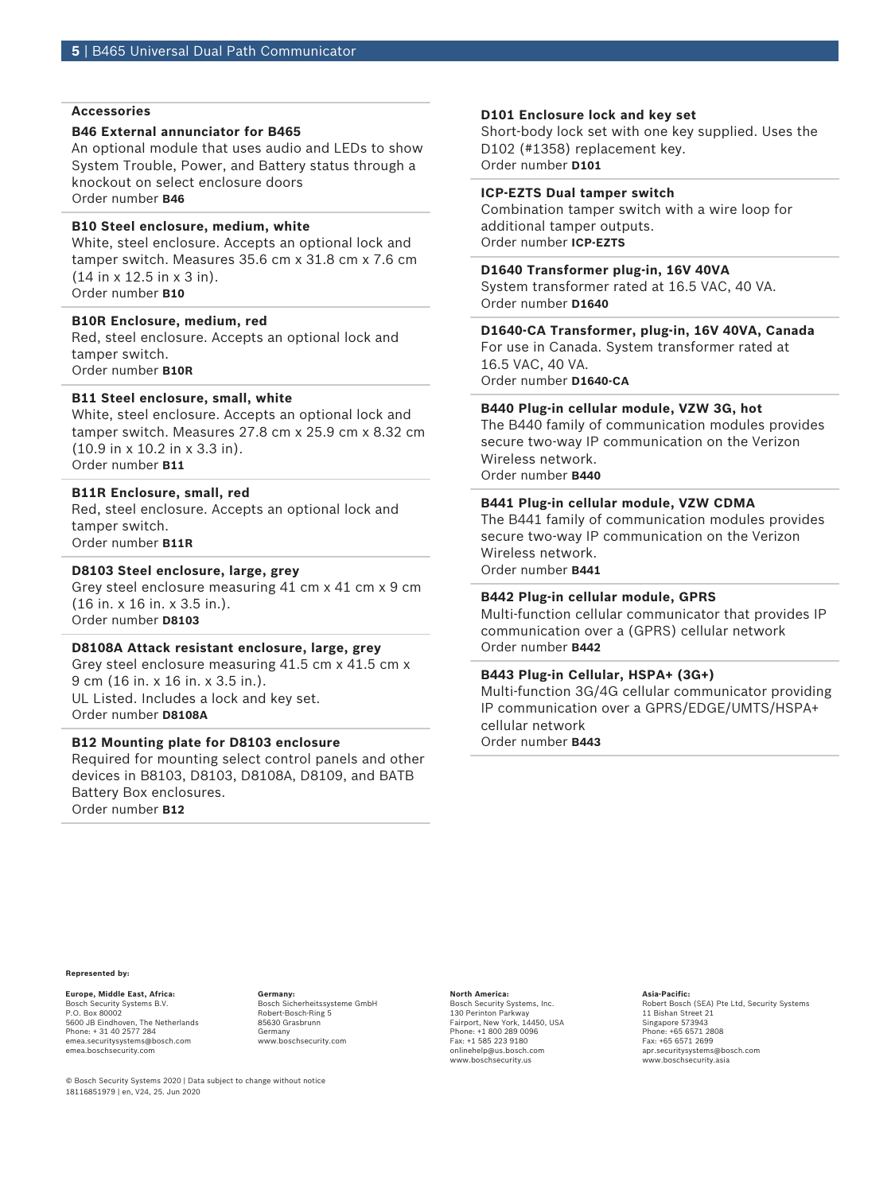### Accessories

**B46 External annunciator for B465**
An optional module that uses audio and LEDs to show System Trouble, Power, and Battery status through a knockout on select enclosure doors
Order number **B46**

**B10 Steel enclosure, medium, white**
White, steel enclosure. Accepts an optional lock and tamper switch. Measures 35.6 cm x 31.8 cm x 7.6 cm (14 in x 12.5 in x 3 in).
Order number **B10**

**B10R Enclosure, medium, red**
Red, steel enclosure. Accepts an optional lock and tamper switch.
Order number **B10R**

**B11 Steel enclosure, small, white**
White, steel enclosure. Accepts an optional lock and tamper switch. Measures 27.8 cm x 25.9 cm x 8.32 cm (10.9 in x 10.2 in x 3.3 in).
Order number **B11**

**B11R Enclosure, small, red**
Red, steel enclosure. Accepts an optional lock and tamper switch.
Order number **B11R**

**D8103 Steel enclosure, large, grey**
Grey steel enclosure measuring 41 cm x 41 cm x 9 cm (16 in. x 16 in. x 3.5 in.).
Order number **D8103**

**D8108A Attack resistant enclosure, large, grey**
Grey steel enclosure measuring 41.5 cm x 41.5 cm x 9 cm (16 in. x 16 in. x 3.5 in.).
UL Listed. Includes a lock and key set.
Order number **D8108A**

**B12 Mounting plate for D8103 enclosure**
Required for mounting select control panels and other devices in B8103, D8103, D8108A, D8109, and BATB Battery Box enclosures.
Order number **B12**

**D101 Enclosure lock and key set**
Short-body lock set with one key supplied. Uses the D102 (#1358) replacement key.
Order number **D101**

**ICP-EZTS Dual tamper switch**
Combination tamper switch with a wire loop for additional tamper outputs.
Order number **ICP-EZTS**

**D1640 Transformer plug-in, 16V 40VA**
System transformer rated at 16.5 VAC, 40 VA.
Order number **D1640**

**D1640-CA Transformer, plug-in, 16V 40VA, Canada**
For use in Canada. System transformer rated at 16.5 VAC, 40 VA.
Order number **D1640-CA**

**B440 Plug-in cellular module, VZW 3G, hot**
The B440 family of communication modules provides secure two-way IP communication on the Verizon Wireless network.
Order number **B440**

**B441 Plug-in cellular module, VZW CDMA**
The B441 family of communication modules provides secure two-way IP communication on the Verizon Wireless network.
Order number **B441**

**B442 Plug-in cellular module, GPRS**
Multi-function cellular communicator that provides IP communication over a (GPRS) cellular network
Order number **B442**

**B443 Plug-in Cellular, HSPA+ (3G+)**
Multi-function 3G/4G cellular communicator providing IP communication over a GPRS/EDGE/UMTS/HSPA+ cellular network
Order number **B443**

**Represented by:**

**Europe, Middle East, Africa:**
Bosch Security Systems B.V.
P.O. Box 80002
5600 JB Eindhoven, The Netherlands
Phone: + 31 40 2577 284
emea.securitysystems@bosch.com
emea.boschsecurity.com

**Germany:**
Bosch Sicherheitssysteme GmbH
Robert-Bosch-Ring 5
85630 Grasbrunn
Germany
www.boschsecurity.com

**North America:**
Bosch Security Systems, Inc.
130 Perinton Parkway
Fairport, New York, 14450, USA
Phone: +1 800 289 0096
Fax: +1 585 223 9180
onlinehelp@us.bosch.com
www.boschsecurity.us

**Asia-Pacific:**
Robert Bosch (SEA) Pte Ltd, Security Systems
11 Bishan Street 21
Singapore 573943
Phone: +65 6571 2808
Fax: +65 6571 2699
apr.securitysystems@bosch.com
www.boschsecurity.asia

© Bosch Security Systems 2020 | Data subject to change without notice
18116851979 | en, V24, 25. Jun 2020